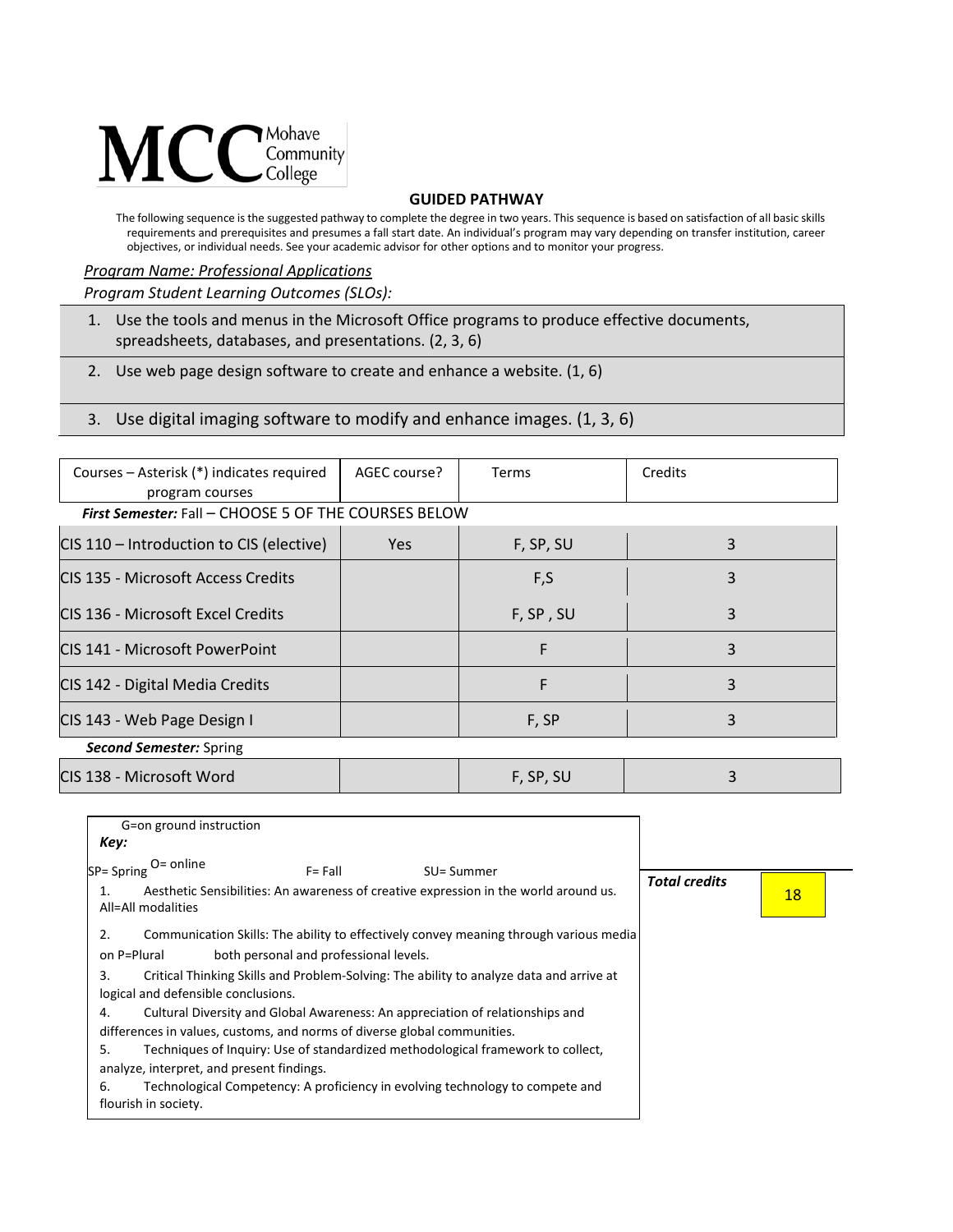MCC Mohave Community College

## GUIDED PATHWAY

The following sequence is the suggested pathway to complete the degree in two years. This sequence is based on satisfaction of all basic skills requirements and prerequisites and presumes a fall start date. An individual's program may vary depending on transfer institution, career objectives, or individual needs. See your academic advisor for other options and to monitor your progress.

*Program Name: Professional Applications*

*Program Student Learning Outcomes (SLOs):*

1. Use the tools and menus in the Microsoft Office programs to produce effective documents, spreadsheets, databases, and presentations. (2, 3, 6)
2. Use web page design software to create and enhance a website. (1, 6)
3. Use digital imaging software to modify and enhance images. (1, 3, 6)

| Courses – Asterisk (*) indicates required program courses | AGEC course? | Terms | Credits |
|---|---|---|---|
| ***First Semester:*** Fall – CHOOSE 5 OF THE COURSES BELOW | | | |
| CIS 110 – Introduction to CIS (elective) | Yes | F, SP, SU | 3 |
| CIS 135 - Microsoft Access Credits | | F,S | 3 |
| CIS 136 - Microsoft Excel Credits | | F, SP , SU | 3 |
| CIS 141 - Microsoft PowerPoint | | F | 3 |
| CIS 142 - Digital Media Credits | | F | 3 |
| CIS 143 - Web Page Design I | | F, SP | 3 |
| ***Second Semester:*** Spring | | | |
| CIS 138 - Microsoft Word | | F, SP, SU | 3 |

***Key:***

G=on ground instruction

SP= Spring O= online F= Fall SU= Summer

All=All modalities

P=Plural

1. Aesthetic Sensibilities: An awareness of creative expression in the world around us.
2. Communication Skills: The ability to effectively convey meaning through various media on both personal and professional levels.
3. Critical Thinking Skills and Problem-Solving: The ability to analyze data and arrive at logical and defensible conclusions.
4. Cultural Diversity and Global Awareness: An appreciation of relationships and differences in values, customs, and norms of diverse global communities.
5. Techniques of Inquiry: Use of standardized methodological framework to collect, analyze, interpret, and present findings.
6. Technological Competency: A proficiency in evolving technology to compete and flourish in society.

***Total credits*** 18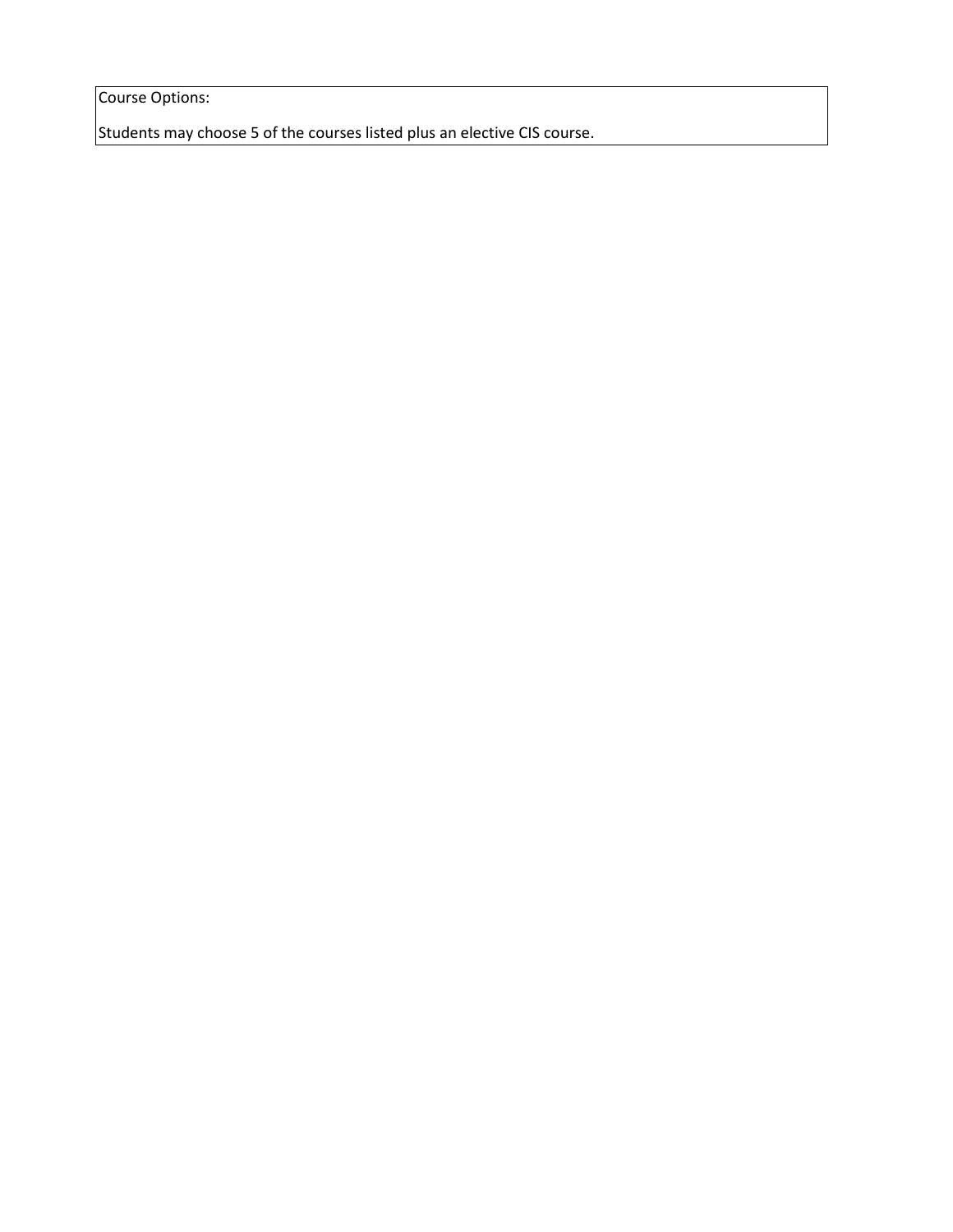Course Options:

Students may choose 5 of the courses listed plus an elective CIS course.